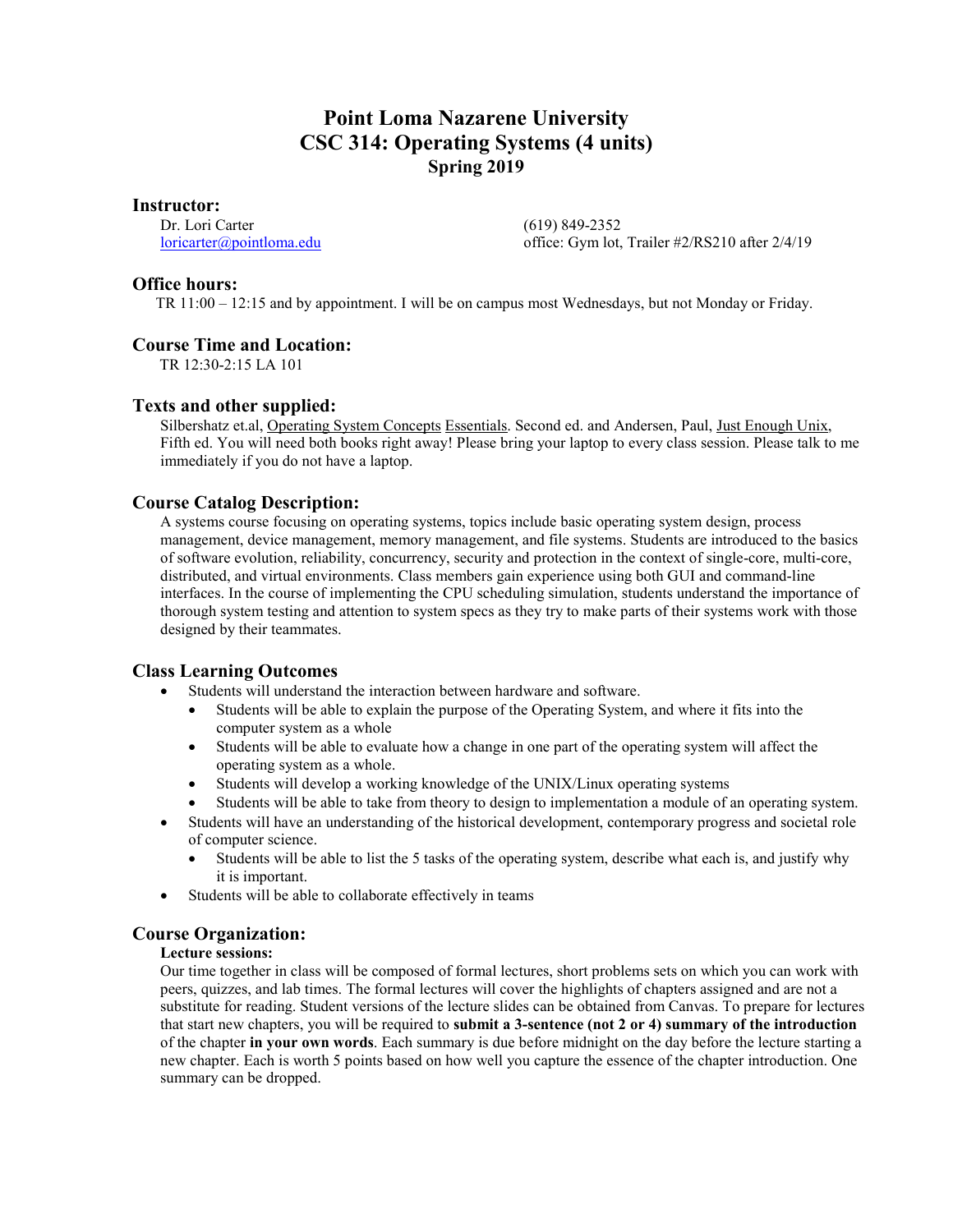# Point Loma Nazarene University
# CSC 314: Operating Systems (4 units)
## Spring 2019

## Instructor:

Dr. Lori Carter
loricarter@pointloma.edu

(619) 849-2352
office: Gym lot, Trailer #2/RS210 after 2/4/19

## Office hours:

TR 11:00 – 12:15 and by appointment. I will be on campus most Wednesdays, but not Monday or Friday.

## Course Time and Location:

TR 12:30-2:15 LA 101

## Texts and other supplied:

Silbershatz et.al, Operating System Concepts Essentials. Second ed. and Andersen, Paul, Just Enough Unix, Fifth ed. You will need both books right away! Please bring your laptop to every class session. Please talk to me immediately if you do not have a laptop.

## Course Catalog Description:

A systems course focusing on operating systems, topics include basic operating system design, process management, device management, memory management, and file systems. Students are introduced to the basics of software evolution, reliability, concurrency, security and protection in the context of single-core, multi-core, distributed, and virtual environments. Class members gain experience using both GUI and command-line interfaces. In the course of implementing the CPU scheduling simulation, students understand the importance of thorough system testing and attention to system specs as they try to make parts of their systems work with those designed by their teammates.

## Class Learning Outcomes

- Students will understand the interaction between hardware and software.
  - Students will be able to explain the purpose of the Operating System, and where it fits into the computer system as a whole
  - Students will be able to evaluate how a change in one part of the operating system will affect the operating system as a whole.
  - Students will develop a working knowledge of the UNIX/Linux operating systems
  - Students will be able to take from theory to design to implementation a module of an operating system.
- Students will have an understanding of the historical development, contemporary progress and societal role of computer science.
  - Students will be able to list the 5 tasks of the operating system, describe what each is, and justify why it is important.
- Students will be able to collaborate effectively in teams

## Course Organization:

**Lecture sessions:**

Our time together in class will be composed of formal lectures, short problems sets on which you can work with peers, quizzes, and lab times. The formal lectures will cover the highlights of chapters assigned and are not a substitute for reading. Student versions of the lecture slides can be obtained from Canvas. To prepare for lectures that start new chapters, you will be required to **submit a 3-sentence (not 2 or 4) summary of the introduction** of the chapter **in your own words**. Each summary is due before midnight on the day before the lecture starting a new chapter. Each is worth 5 points based on how well you capture the essence of the chapter introduction. One summary can be dropped.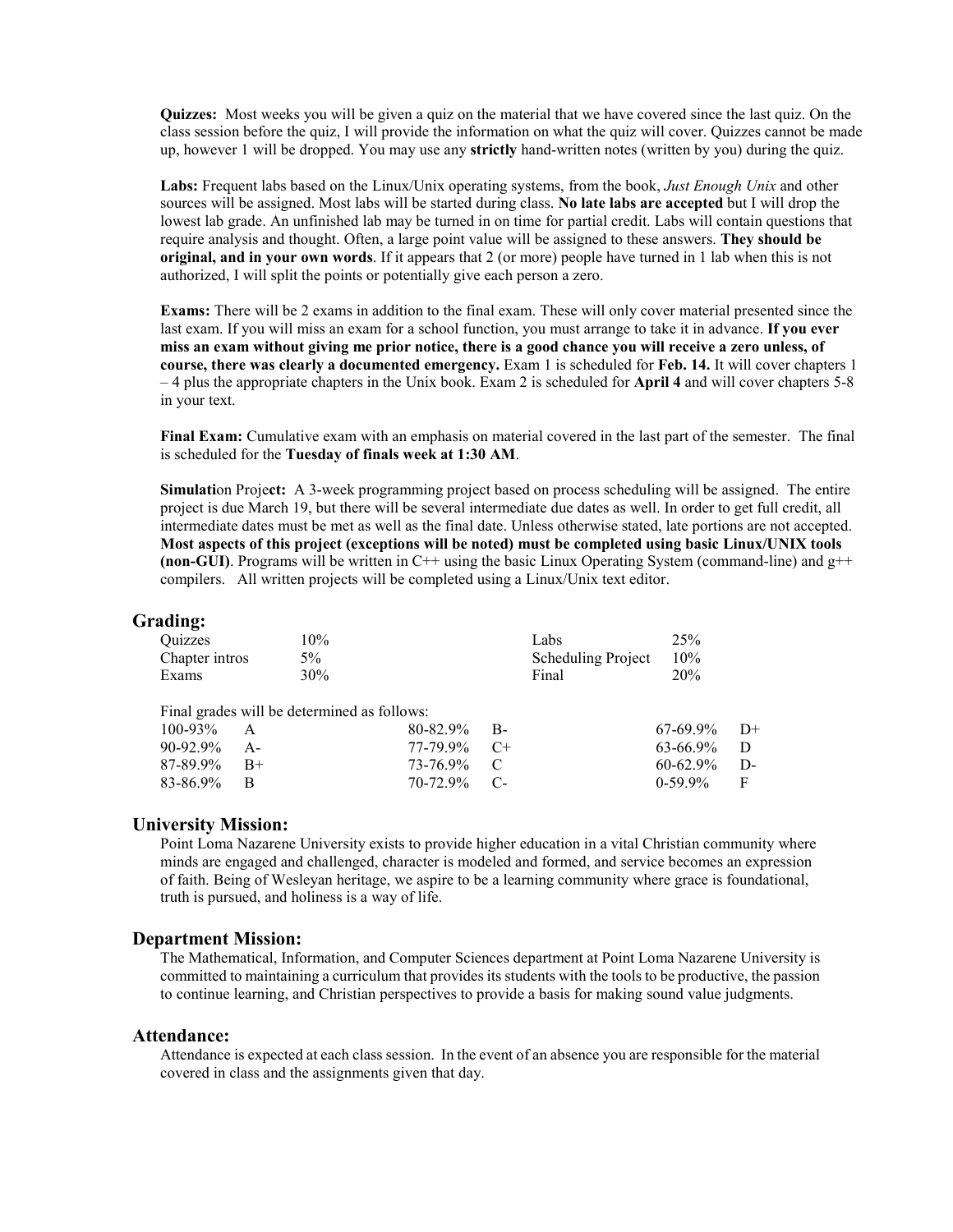**Quizzes:** Most weeks you will be given a quiz on the material that we have covered since the last quiz. On the class session before the quiz, I will provide the information on what the quiz will cover. Quizzes cannot be made up, however 1 will be dropped. You may use any **strictly** hand-written notes (written by you) during the quiz.

**Labs:** Frequent labs based on the Linux/Unix operating systems, from the book, *Just Enough Unix* and other sources will be assigned. Most labs will be started during class. **No late labs are accepted** but I will drop the lowest lab grade. An unfinished lab may be turned in on time for partial credit. Labs will contain questions that require analysis and thought. Often, a large point value will be assigned to these answers. **They should be original, and in your own words**. If it appears that 2 (or more) people have turned in 1 lab when this is not authorized, I will split the points or potentially give each person a zero.

**Exams:** There will be 2 exams in addition to the final exam. These will only cover material presented since the last exam. If you will miss an exam for a school function, you must arrange to take it in advance. **If you ever miss an exam without giving me prior notice, there is a good chance you will receive a zero unless, of course, there was clearly a documented emergency.** Exam 1 is scheduled for **Feb. 14.** It will cover chapters 1 – 4 plus the appropriate chapters in the Unix book. Exam 2 is scheduled for **April 4** and will cover chapters 5-8 in your text.

**Final Exam:** Cumulative exam with an emphasis on material covered in the last part of the semester. The final is scheduled for the **Tuesday of finals week at 1:30 AM**.

**Simulation Project:** A 3-week programming project based on process scheduling will be assigned. The entire project is due March 19, but there will be several intermediate due dates as well. In order to get full credit, all intermediate dates must be met as well as the final date. Unless otherwise stated, late portions are not accepted. **Most aspects of this project (exceptions will be noted) must be completed using basic Linux/UNIX tools (non-GUI)**. Programs will be written in C++ using the basic Linux Operating System (command-line) and g++ compilers. All written projects will be completed using a Linux/Unix text editor.

## Grading:

| | | | |
|---|---|---|---|
| Quizzes | 10% | Labs | 25% |
| Chapter intros | 5% | Scheduling Project | 10% |
| Exams | 30% | Final | 20% |

Final grades will be determined as follows:

| | | | | | |
|---|---|---|---|---|---|
| 100-93% | A | 80-82.9% | B- | 67-69.9% | D+ |
| 90-92.9% | A- | 77-79.9% | C+ | 63-66.9% | D |
| 87-89.9% | B+ | 73-76.9% | C | 60-62.9% | D- |
| 83-86.9% | B | 70-72.9% | C- | 0-59.9% | F |

## University Mission:

Point Loma Nazarene University exists to provide higher education in a vital Christian community where minds are engaged and challenged, character is modeled and formed, and service becomes an expression of faith. Being of Wesleyan heritage, we aspire to be a learning community where grace is foundational, truth is pursued, and holiness is a way of life.

## Department Mission:

The Mathematical, Information, and Computer Sciences department at Point Loma Nazarene University is committed to maintaining a curriculum that provides its students with the tools to be productive, the passion to continue learning, and Christian perspectives to provide a basis for making sound value judgments.

## Attendance:

Attendance is expected at each class session. In the event of an absence you are responsible for the material covered in class and the assignments given that day.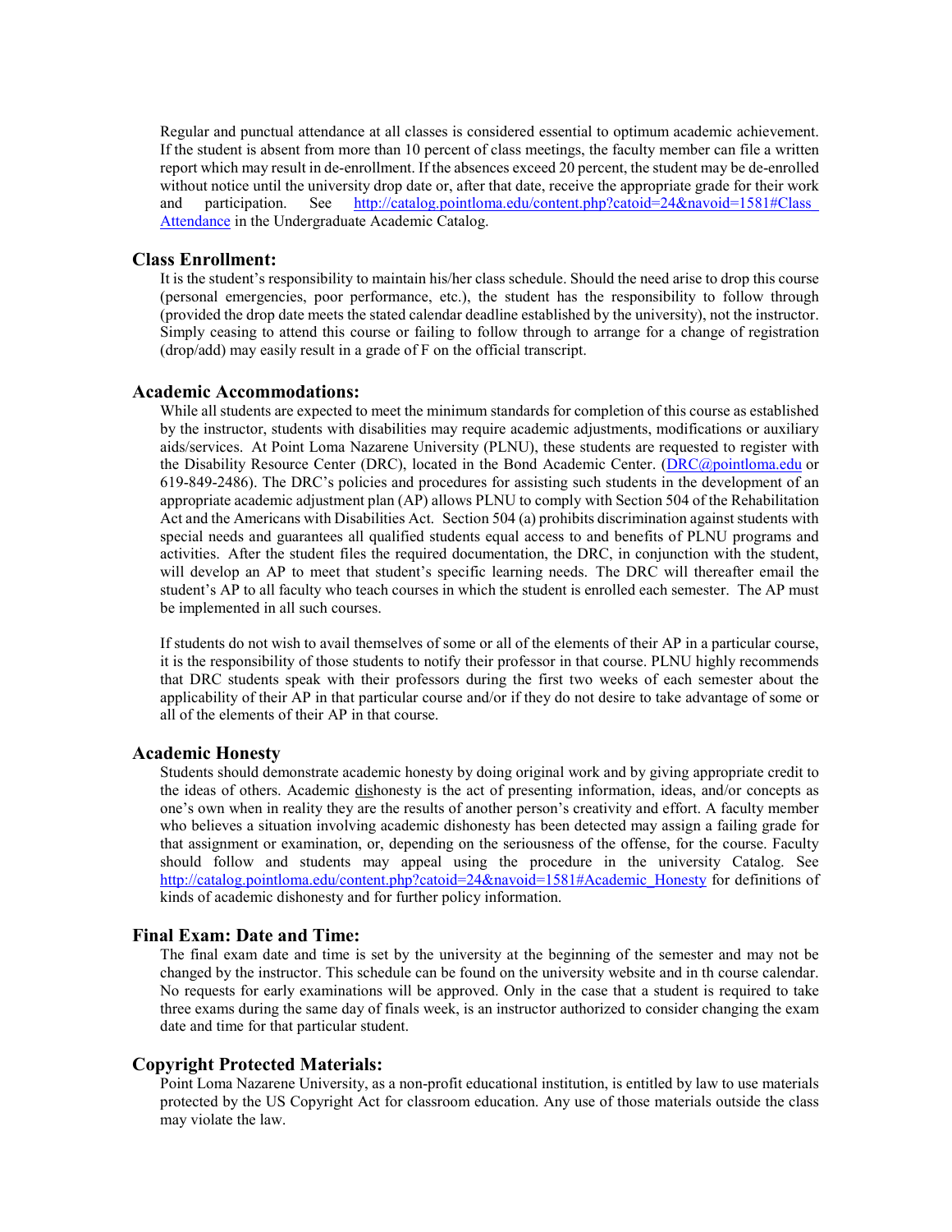Regular and punctual attendance at all classes is considered essential to optimum academic achievement. If the student is absent from more than 10 percent of class meetings, the faculty member can file a written report which may result in de-enrollment. If the absences exceed 20 percent, the student may be de-enrolled without notice until the university drop date or, after that date, receive the appropriate grade for their work and participation. See [http://catalog.pointloma.edu/content.php?catoid=24&navoid=1581#Class_Attendance](http://catalog.pointloma.edu/content.php?catoid=24&navoid=1581#Class_Attendance) in the Undergraduate Academic Catalog.

### Class Enrollment:

It is the student's responsibility to maintain his/her class schedule. Should the need arise to drop this course (personal emergencies, poor performance, etc.), the student has the responsibility to follow through (provided the drop date meets the stated calendar deadline established by the university), not the instructor. Simply ceasing to attend this course or failing to follow through to arrange for a change of registration (drop/add) may easily result in a grade of F on the official transcript.

### Academic Accommodations:

While all students are expected to meet the minimum standards for completion of this course as established by the instructor, students with disabilities may require academic adjustments, modifications or auxiliary aids/services. At Point Loma Nazarene University (PLNU), these students are requested to register with the Disability Resource Center (DRC), located in the Bond Academic Center. ([DRC@pointloma.edu](mailto:DRC@pointloma.edu) or 619-849-2486). The DRC's policies and procedures for assisting such students in the development of an appropriate academic adjustment plan (AP) allows PLNU to comply with Section 504 of the Rehabilitation Act and the Americans with Disabilities Act. Section 504 (a) prohibits discrimination against students with special needs and guarantees all qualified students equal access to and benefits of PLNU programs and activities. After the student files the required documentation, the DRC, in conjunction with the student, will develop an AP to meet that student's specific learning needs. The DRC will thereafter email the student's AP to all faculty who teach courses in which the student is enrolled each semester. The AP must be implemented in all such courses.

If students do not wish to avail themselves of some or all of the elements of their AP in a particular course, it is the responsibility of those students to notify their professor in that course. PLNU highly recommends that DRC students speak with their professors during the first two weeks of each semester about the applicability of their AP in that particular course and/or if they do not desire to take advantage of some or all of the elements of their AP in that course.

### Academic Honesty

Students should demonstrate academic honesty by doing original work and by giving appropriate credit to the ideas of others. Academic <u>dis</u>honesty is the act of presenting information, ideas, and/or concepts as one's own when in reality they are the results of another person's creativity and effort. A faculty member who believes a situation involving academic dishonesty has been detected may assign a failing grade for that assignment or examination, or, depending on the seriousness of the offense, for the course. Faculty should follow and students may appeal using the procedure in the university Catalog. See [http://catalog.pointloma.edu/content.php?catoid=24&navoid=1581#Academic_Honesty](http://catalog.pointloma.edu/content.php?catoid=24&navoid=1581#Academic_Honesty) for definitions of kinds of academic dishonesty and for further policy information.

### Final Exam: Date and Time:

The final exam date and time is set by the university at the beginning of the semester and may not be changed by the instructor. This schedule can be found on the university website and in th course calendar. No requests for early examinations will be approved. Only in the case that a student is required to take three exams during the same day of finals week, is an instructor authorized to consider changing the exam date and time for that particular student.

### Copyright Protected Materials:

Point Loma Nazarene University, as a non-profit educational institution, is entitled by law to use materials protected by the US Copyright Act for classroom education. Any use of those materials outside the class may violate the law.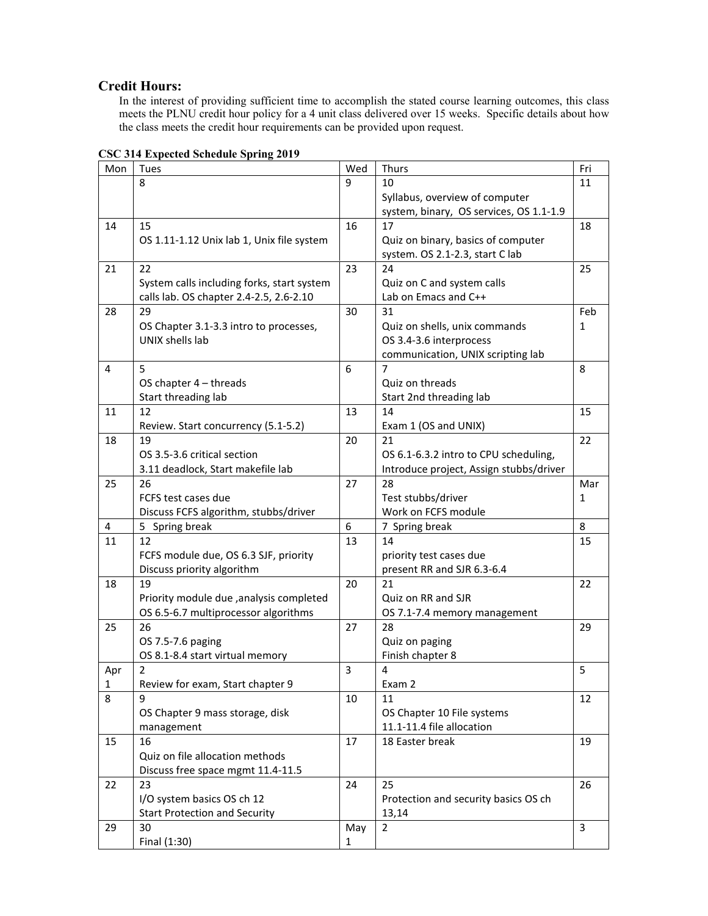## Credit Hours:

In the interest of providing sufficient time to accomplish the stated course learning outcomes, this class meets the PLNU credit hour policy for a 4 unit class delivered over 15 weeks. Specific details about how the class meets the credit hour requirements can be provided upon request.

**CSC 314 Expected Schedule Spring 2019**

| Mon | Tues | Wed | Thurs | Fri |
|---|---|---|---|---|
| | 8 | 9 | 10<br>Syllabus, overview of computer system, binary, OS services, OS 1.1-1.9 | 11 |
| 14 | 15<br>OS 1.11-1.12 Unix lab 1, Unix file system | 16 | 17<br>Quiz on binary, basics of computer system. OS 2.1-2.3, start C lab | 18 |
| 21 | 22<br>System calls including forks, start system calls lab. OS chapter 2.4-2.5, 2.6-2.10 | 23 | 24<br>Quiz on C and system calls<br>Lab on Emacs and C++ | 25 |
| 28 | 29<br>OS Chapter 3.1-3.3 intro to processes, UNIX shells lab | 30 | 31<br>Quiz on shells, unix commands<br>OS 3.4-3.6 interprocess communication, UNIX scripting lab | Feb 1 |
| 4 | 5<br>OS chapter 4 – threads<br>Start threading lab | 6 | 7<br>Quiz on threads<br>Start 2nd threading lab | 8 |
| 11 | 12<br>Review. Start concurrency (5.1-5.2) | 13 | 14<br>Exam 1 (OS and UNIX) | 15 |
| 18 | 19<br>OS 3.5-3.6 critical section<br>3.11 deadlock, Start makefile lab | 20 | 21<br>OS 6.1-6.3.2 intro to CPU scheduling, Introduce project, Assign stubbs/driver | 22 |
| 25 | 26<br>FCFS test cases due<br>Discuss FCFS algorithm, stubbs/driver | 27 | 28<br>Test stubbs/driver<br>Work on FCFS module | Mar 1 |
| 4 | 5 Spring break | 6 | 7 Spring break | 8 |
| 11 | 12<br>FCFS module due, OS 6.3 SJF, priority<br>Discuss priority algorithm | 13 | 14<br>priority test cases due<br>present RR and SJR 6.3-6.4 | 15 |
| 18 | 19<br>Priority module due ,analysis completed<br>OS 6.5-6.7 multiprocessor algorithms | 20 | 21<br>Quiz on RR and SJR<br>OS 7.1-7.4 memory management | 22 |
| 25 | 26<br>OS 7.5-7.6 paging<br>OS 8.1-8.4 start virtual memory | 27 | 28<br>Quiz on paging<br>Finish chapter 8 | 29 |
| Apr 1 | 2<br>Review for exam, Start chapter 9 | 3 | 4<br>Exam 2 | 5 |
| 8 | 9<br>OS Chapter 9 mass storage, disk management | 10 | 11<br>OS Chapter 10 File systems<br>11.1-11.4 file allocation | 12 |
| 15 | 16<br>Quiz on file allocation methods<br>Discuss free space mgmt 11.4-11.5 | 17 | 18 Easter break | 19 |
| 22 | 23<br>I/O system basics OS ch 12<br>Start Protection and Security | 24 | 25<br>Protection and security basics OS ch 13,14 | 26 |
| 29 | 30<br>Final (1:30) | May 1 | 2 | 3 |